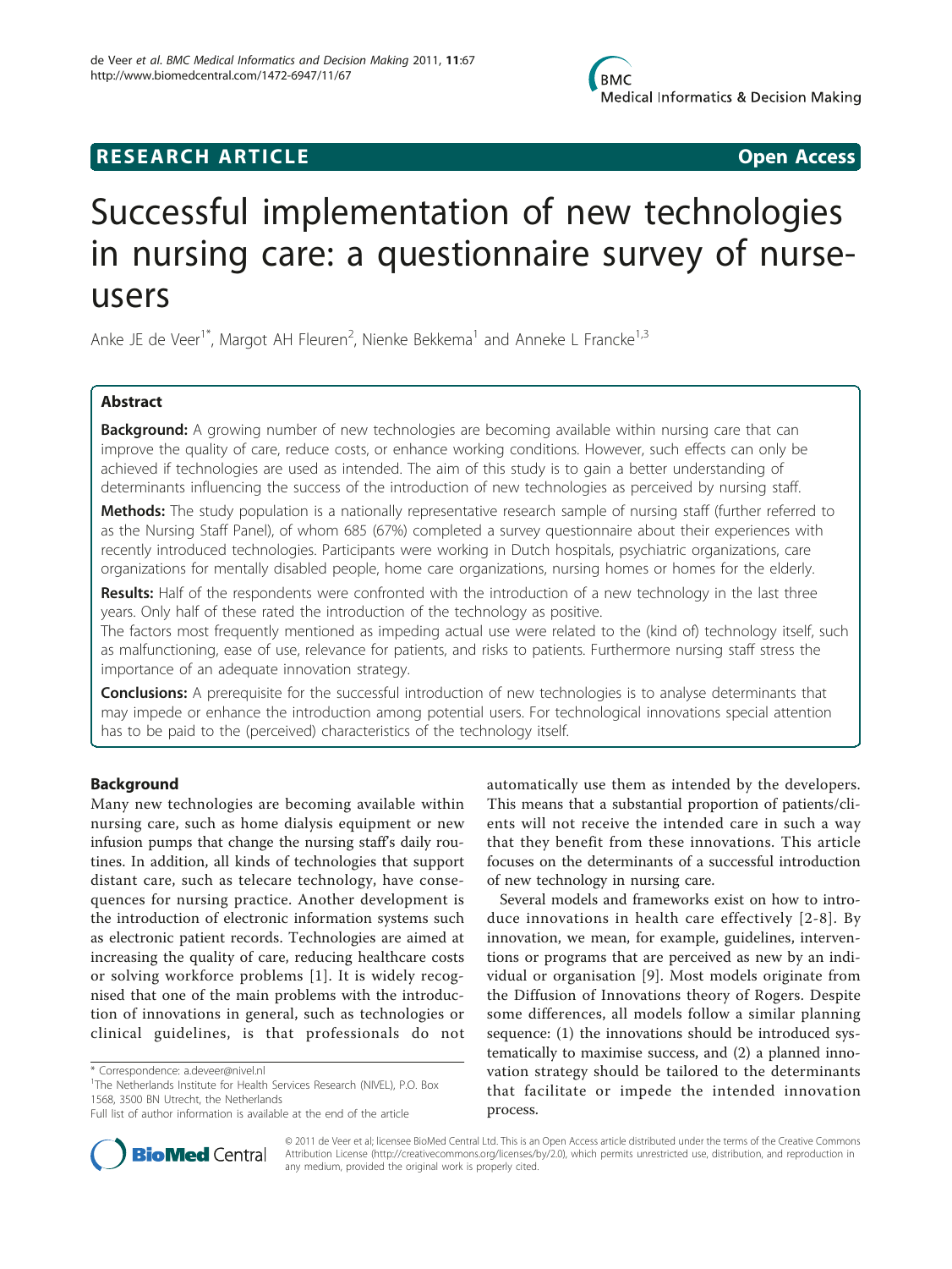# RESEARCH ARTICLE

**Open Access**

# Successful implementation of new technologies in nursing care: a questionnaire survey of nurse-users

Anke JE de Veer[1*], Margot AH Fleuren[2], Nienke Bekkema[1] and Anneke L Francke[1,3]

## Abstract

**Background:** A growing number of new technologies are becoming available within nursing care that can improve the quality of care, reduce costs, or enhance working conditions. However, such effects can only be achieved if technologies are used as intended. The aim of this study is to gain a better understanding of determinants influencing the success of the introduction of new technologies as perceived by nursing staff.

**Methods:** The study population is a nationally representative research sample of nursing staff (further referred to as the Nursing Staff Panel), of whom 685 (67%) completed a survey questionnaire about their experiences with recently introduced technologies. Participants were working in Dutch hospitals, psychiatric organizations, care organizations for mentally disabled people, home care organizations, nursing homes or homes for the elderly.

**Results:** Half of the respondents were confronted with the introduction of a new technology in the last three years. Only half of these rated the introduction of the technology as positive.

The factors most frequently mentioned as impeding actual use were related to the (kind of) technology itself, such as malfunctioning, ease of use, relevance for patients, and risks to patients. Furthermore nursing staff stress the importance of an adequate innovation strategy.

**Conclusions:** A prerequisite for the successful introduction of new technologies is to analyse determinants that may impede or enhance the introduction among potential users. For technological innovations special attention has to be paid to the (perceived) characteristics of the technology itself.

## Background

Many new technologies are becoming available within nursing care, such as home dialysis equipment or new infusion pumps that change the nursing staff's daily routines. In addition, all kinds of technologies that support distant care, such as telecare technology, have consequences for nursing practice. Another development is the introduction of electronic information systems such as electronic patient records. Technologies are aimed at increasing the quality of care, reducing healthcare costs or solving workforce problems [1]. It is widely recognised that one of the main problems with the introduction of innovations in general, such as technologies or clinical guidelines, is that professionals do not automatically use them as intended by the developers. This means that a substantial proportion of patients/clients will not receive the intended care in such a way that they benefit from these innovations. This article focuses on the determinants of a successful introduction of new technology in nursing care.

Several models and frameworks exist on how to introduce innovations in health care effectively [2-8]. By innovation, we mean, for example, guidelines, interventions or programs that are perceived as new by an individual or organisation [9]. Most models originate from the Diffusion of Innovations theory of Rogers. Despite some differences, all models follow a similar planning sequence: (1) the innovations should be introduced systematically to maximise success, and (2) a planned innovation strategy should be tailored to the determinants that facilitate or impede the intended innovation process.

\* Correspondence: a.deveer@nivel.nl
[1]The Netherlands Institute for Health Services Research (NIVEL), P.O. Box 1568, 3500 BN Utrecht, the Netherlands
Full list of author information is available at the end of the article

© 2011 de Veer et al; licensee BioMed Central Ltd. This is an Open Access article distributed under the terms of the Creative Commons Attribution License (http://creativecommons.org/licenses/by/2.0), which permits unrestricted use, distribution, and reproduction in any medium, provided the original work is properly cited.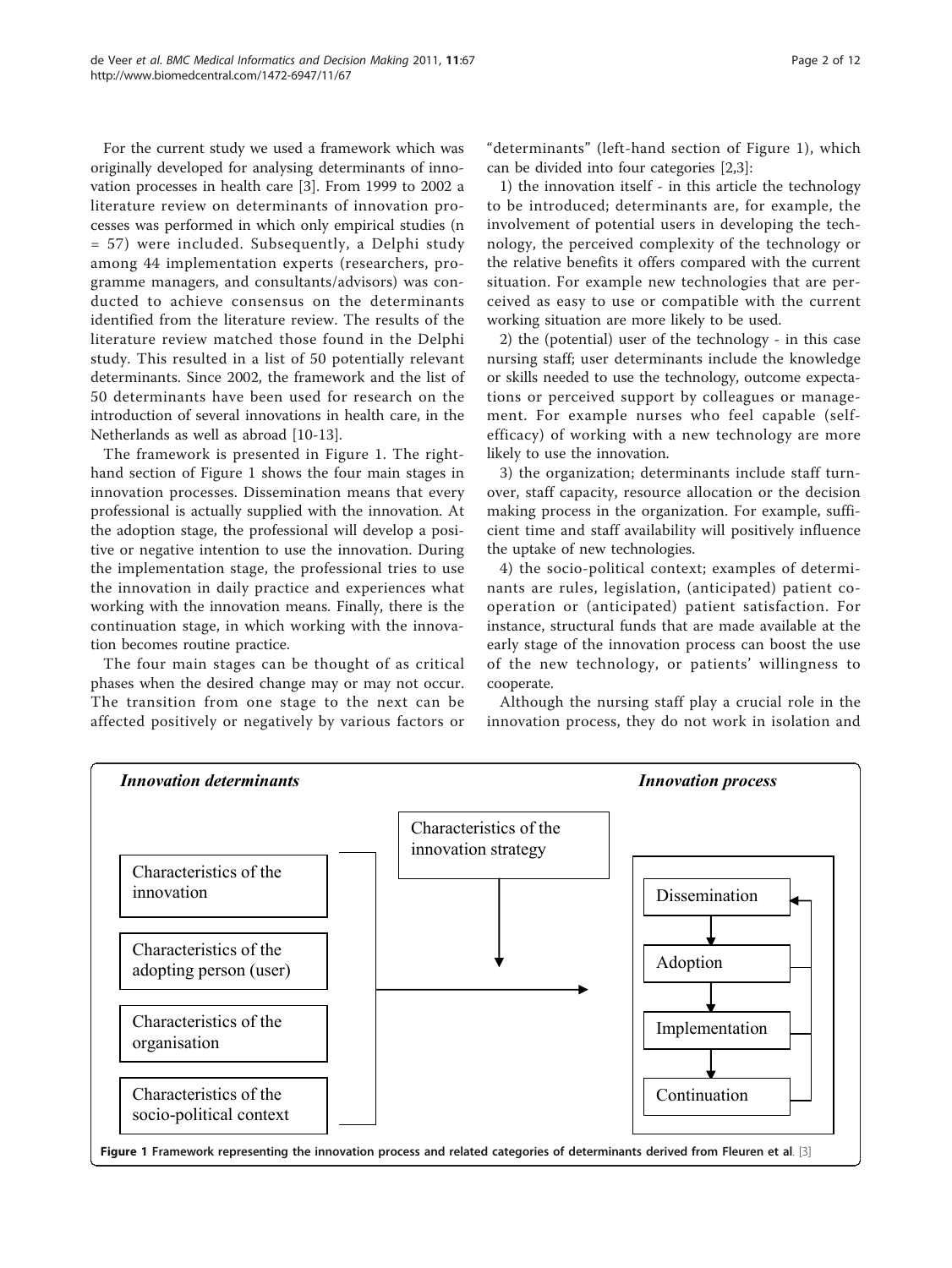For the current study we used a framework which was originally developed for analysing determinants of innovation processes in health care [3]. From 1999 to 2002 a literature review on determinants of innovation processes was performed in which only empirical studies (n = 57) were included. Subsequently, a Delphi study among 44 implementation experts (researchers, programme managers, and consultants/advisors) was conducted to achieve consensus on the determinants identified from the literature review. The results of the literature review matched those found in the Delphi study. This resulted in a list of 50 potentially relevant determinants. Since 2002, the framework and the list of 50 determinants have been used for research on the introduction of several innovations in health care, in the Netherlands as well as abroad [10-13].

The framework is presented in Figure 1. The right-hand section of Figure 1 shows the four main stages in innovation processes. Dissemination means that every professional is actually supplied with the innovation. At the adoption stage, the professional will develop a positive or negative intention to use the innovation. During the implementation stage, the professional tries to use the innovation in daily practice and experiences what working with the innovation means. Finally, there is the continuation stage, in which working with the innovation becomes routine practice.

The four main stages can be thought of as critical phases when the desired change may or may not occur. The transition from one stage to the next can be affected positively or negatively by various factors or "determinants" (left-hand section of Figure 1), which can be divided into four categories [2,3]:

1) the innovation itself - in this article the technology to be introduced; determinants are, for example, the involvement of potential users in developing the technology, the perceived complexity of the technology or the relative benefits it offers compared with the current situation. For example new technologies that are perceived as easy to use or compatible with the current working situation are more likely to be used.

2) the (potential) user of the technology - in this case nursing staff; user determinants include the knowledge or skills needed to use the technology, outcome expectations or perceived support by colleagues or management. For example nurses who feel capable (self-efficacy) of working with a new technology are more likely to use the innovation.

3) the organization; determinants include staff turnover, staff capacity, resource allocation or the decision making process in the organization. For example, sufficient time and staff availability will positively influence the uptake of new technologies.

4) the socio-political context; examples of determinants are rules, legislation, (anticipated) patient co-operation or (anticipated) patient satisfaction. For instance, structural funds that are made available at the early stage of the innovation process can boost the use of the new technology, or patients' willingness to cooperate.

Although the nursing staff play a crucial role in the innovation process, they do not work in isolation and

**Innovation determinants** — Characteristics of the innovation; Characteristics of the adopting person (user); Characteristics of the organisation; Characteristics of the socio-political context

Characteristics of the innovation strategy

**Innovation process** — Dissemination → Adoption → Implementation → Continuation

**Figure 1 Framework representing the innovation process and related categories of determinants derived from Fleuren et al.** [3]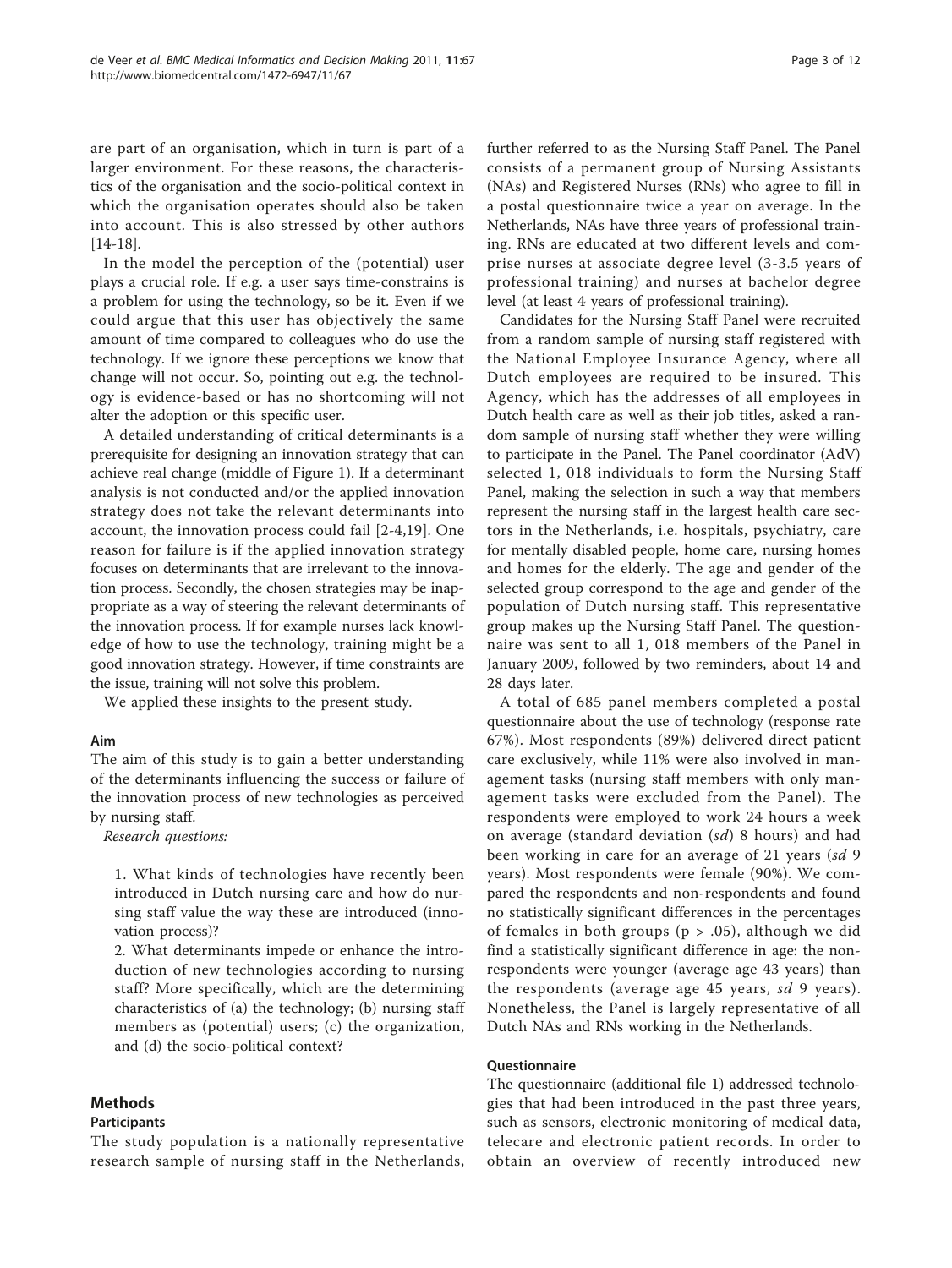are part of an organisation, which in turn is part of a larger environment. For these reasons, the characteristics of the organisation and the socio-political context in which the organisation operates should also be taken into account. This is also stressed by other authors [14-18].

In the model the perception of the (potential) user plays a crucial role. If e.g. a user says time-constrains is a problem for using the technology, so be it. Even if we could argue that this user has objectively the same amount of time compared to colleagues who do use the technology. If we ignore these perceptions we know that change will not occur. So, pointing out e.g. the technology is evidence-based or has no shortcoming will not alter the adoption or this specific user.

A detailed understanding of critical determinants is a prerequisite for designing an innovation strategy that can achieve real change (middle of Figure 1). If a determinant analysis is not conducted and/or the applied innovation strategy does not take the relevant determinants into account, the innovation process could fail [2-4,19]. One reason for failure is if the applied innovation strategy focuses on determinants that are irrelevant to the innovation process. Secondly, the chosen strategies may be inappropriate as a way of steering the relevant determinants of the innovation process. If for example nurses lack knowledge of how to use the technology, training might be a good innovation strategy. However, if time constraints are the issue, training will not solve this problem.

We applied these insights to the present study.

### Aim

The aim of this study is to gain a better understanding of the determinants influencing the success or failure of the innovation process of new technologies as perceived by nursing staff.

*Research questions:*

1. What kinds of technologies have recently been introduced in Dutch nursing care and how do nursing staff value the way these are introduced (innovation process)?
2. What determinants impede or enhance the introduction of new technologies according to nursing staff? More specifically, which are the determining characteristics of (a) the technology; (b) nursing staff members as (potential) users; (c) the organization, and (d) the socio-political context?

## Methods

### Participants

The study population is a nationally representative research sample of nursing staff in the Netherlands, further referred to as the Nursing Staff Panel. The Panel consists of a permanent group of Nursing Assistants (NAs) and Registered Nurses (RNs) who agree to fill in a postal questionnaire twice a year on average. In the Netherlands, NAs have three years of professional training. RNs are educated at two different levels and comprise nurses at associate degree level (3-3.5 years of professional training) and nurses at bachelor degree level (at least 4 years of professional training).

Candidates for the Nursing Staff Panel were recruited from a random sample of nursing staff registered with the National Employee Insurance Agency, where all Dutch employees are required to be insured. This Agency, which has the addresses of all employees in Dutch health care as well as their job titles, asked a random sample of nursing staff whether they were willing to participate in the Panel. The Panel coordinator (AdV) selected 1, 018 individuals to form the Nursing Staff Panel, making the selection in such a way that members represent the nursing staff in the largest health care sectors in the Netherlands, i.e. hospitals, psychiatry, care for mentally disabled people, home care, nursing homes and homes for the elderly. The age and gender of the selected group correspond to the age and gender of the population of Dutch nursing staff. This representative group makes up the Nursing Staff Panel. The questionnaire was sent to all 1, 018 members of the Panel in January 2009, followed by two reminders, about 14 and 28 days later.

A total of 685 panel members completed a postal questionnaire about the use of technology (response rate 67%). Most respondents (89%) delivered direct patient care exclusively, while 11% were also involved in management tasks (nursing staff members with only management tasks were excluded from the Panel). The respondents were employed to work 24 hours a week on average (standard deviation (*sd*) 8 hours) and had been working in care for an average of 21 years (*sd* 9 years). Most respondents were female (90%). We compared the respondents and non-respondents and found no statistically significant differences in the percentages of females in both groups ($p > .05$), although we did find a statistically significant difference in age: the non-respondents were younger (average age 43 years) than the respondents (average age 45 years, *sd* 9 years). Nonetheless, the Panel is largely representative of all Dutch NAs and RNs working in the Netherlands.

### Questionnaire

The questionnaire (additional file 1) addressed technologies that had been introduced in the past three years, such as sensors, electronic monitoring of medical data, telecare and electronic patient records. In order to obtain an overview of recently introduced new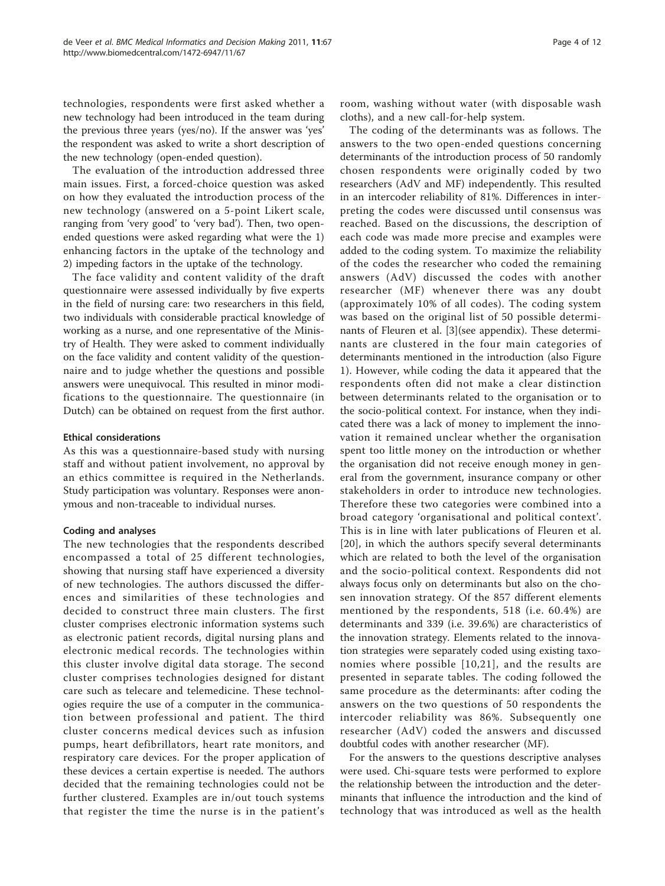technologies, respondents were first asked whether a new technology had been introduced in the team during the previous three years (yes/no). If the answer was 'yes' the respondent was asked to write a short description of the new technology (open-ended question).

The evaluation of the introduction addressed three main issues. First, a forced-choice question was asked on how they evaluated the introduction process of the new technology (answered on a 5-point Likert scale, ranging from 'very good' to 'very bad'). Then, two open-ended questions were asked regarding what were the 1) enhancing factors in the uptake of the technology and 2) impeding factors in the uptake of the technology.

The face validity and content validity of the draft questionnaire were assessed individually by five experts in the field of nursing care: two researchers in this field, two individuals with considerable practical knowledge of working as a nurse, and one representative of the Ministry of Health. They were asked to comment individually on the face validity and content validity of the questionnaire and to judge whether the questions and possible answers were unequivocal. This resulted in minor modifications to the questionnaire. The questionnaire (in Dutch) can be obtained on request from the first author.

### Ethical considerations

As this was a questionnaire-based study with nursing staff and without patient involvement, no approval by an ethics committee is required in the Netherlands. Study participation was voluntary. Responses were anonymous and non-traceable to individual nurses.

### Coding and analyses

The new technologies that the respondents described encompassed a total of 25 different technologies, showing that nursing staff have experienced a diversity of new technologies. The authors discussed the differences and similarities of these technologies and decided to construct three main clusters. The first cluster comprises electronic information systems such as electronic patient records, digital nursing plans and electronic medical records. The technologies within this cluster involve digital data storage. The second cluster comprises technologies designed for distant care such as telecare and telemedicine. These technologies require the use of a computer in the communication between professional and patient. The third cluster concerns medical devices such as infusion pumps, heart defibrillators, heart rate monitors, and respiratory care devices. For the proper application of these devices a certain expertise is needed. The authors decided that the remaining technologies could not be further clustered. Examples are in/out touch systems that register the time the nurse is in the patient's room, washing without water (with disposable wash cloths), and a new call-for-help system.

The coding of the determinants was as follows. The answers to the two open-ended questions concerning determinants of the introduction process of 50 randomly chosen respondents were originally coded by two researchers (AdV and MF) independently. This resulted in an intercoder reliability of 81%. Differences in interpreting the codes were discussed until consensus was reached. Based on the discussions, the description of each code was made more precise and examples were added to the coding system. To maximize the reliability of the codes the researcher who coded the remaining answers (AdV) discussed the codes with another researcher (MF) whenever there was any doubt (approximately 10% of all codes). The coding system was based on the original list of 50 possible determinants of Fleuren et al. [3](see appendix). These determinants are clustered in the four main categories of determinants mentioned in the introduction (also Figure 1). However, while coding the data it appeared that the respondents often did not make a clear distinction between determinants related to the organisation or to the socio-political context. For instance, when they indicated there was a lack of money to implement the innovation it remained unclear whether the organisation spent too little money on the introduction or whether the organisation did not receive enough money in general from the government, insurance company or other stakeholders in order to introduce new technologies. Therefore these two categories were combined into a broad category 'organisational and political context'. This is in line with later publications of Fleuren et al. [20], in which the authors specify several determinants which are related to both the level of the organisation and the socio-political context. Respondents did not always focus only on determinants but also on the chosen innovation strategy. Of the 857 different elements mentioned by the respondents, 518 (i.e. 60.4%) are determinants and 339 (i.e. 39.6%) are characteristics of the innovation strategy. Elements related to the innovation strategies were separately coded using existing taxonomies where possible [10,21], and the results are presented in separate tables. The coding followed the same procedure as the determinants: after coding the answers on the two questions of 50 respondents the intercoder reliability was 86%. Subsequently one researcher (AdV) coded the answers and discussed doubtful codes with another researcher (MF).

For the answers to the questions descriptive analyses were used. Chi-square tests were performed to explore the relationship between the introduction and the determinants that influence the introduction and the kind of technology that was introduced as well as the health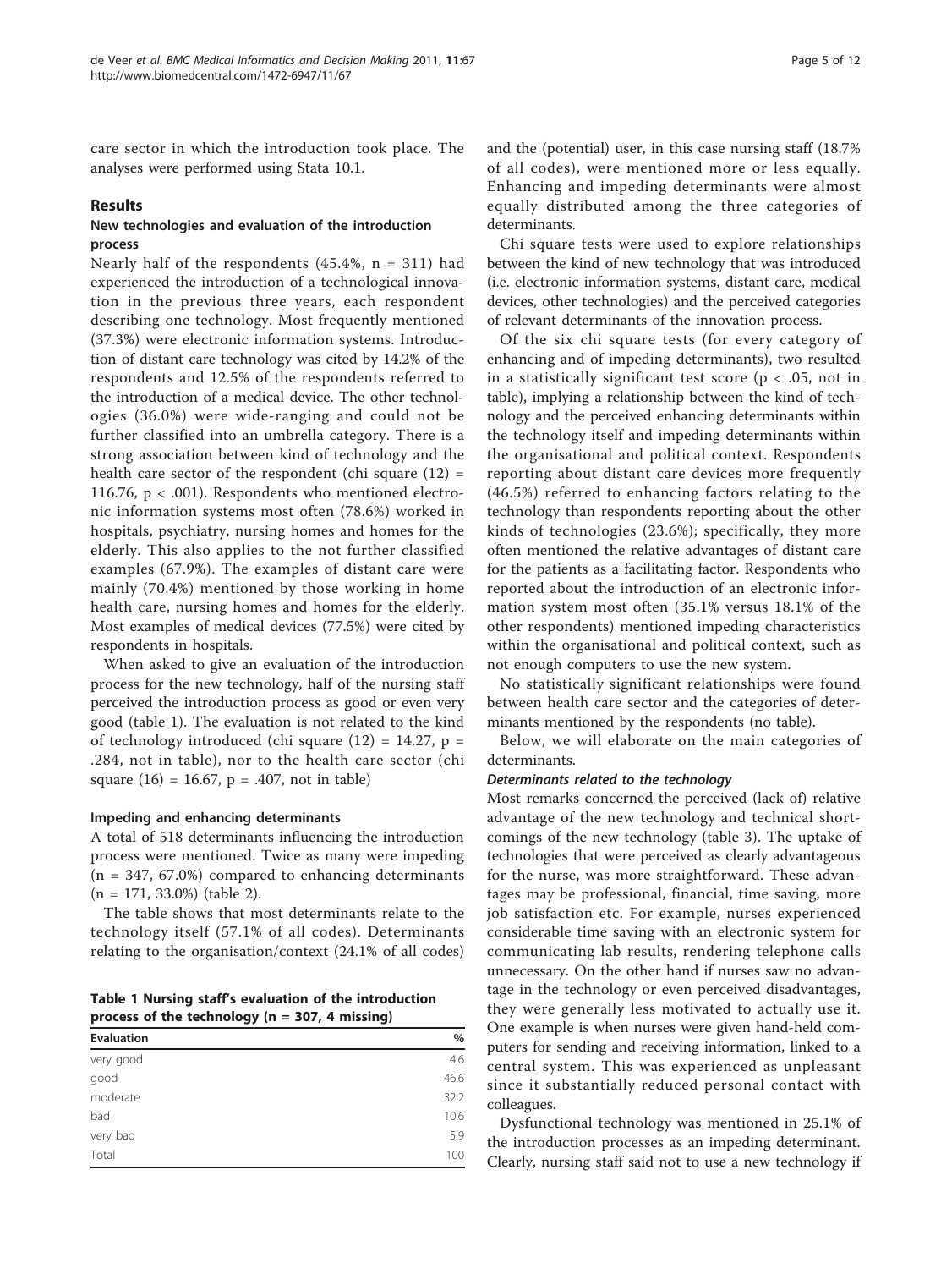care sector in which the introduction took place. The analyses were performed using Stata 10.1.

## Results

### New technologies and evaluation of the introduction process

Nearly half of the respondents (45.4%, n = 311) had experienced the introduction of a technological innovation in the previous three years, each respondent describing one technology. Most frequently mentioned (37.3%) were electronic information systems. Introduction of distant care technology was cited by 14.2% of the respondents and 12.5% of the respondents referred to the introduction of a medical device. The other technologies (36.0%) were wide-ranging and could not be further classified into an umbrella category. There is a strong association between kind of technology and the health care sector of the respondent (chi square $(12) = 116.76$, $p < .001$). Respondents who mentioned electronic information systems most often (78.6%) worked in hospitals, psychiatry, nursing homes and homes for the elderly. This also applies to the not further classified examples (67.9%). The examples of distant care were mainly (70.4%) mentioned by those working in home health care, nursing homes and homes for the elderly. Most examples of medical devices (77.5%) were cited by respondents in hospitals.

When asked to give an evaluation of the introduction process for the new technology, half of the nursing staff perceived the introduction process as good or even very good (table 1). The evaluation is not related to the kind of technology introduced (chi square $(12) = 14.27$, $p = .284$, not in table), nor to the health care sector (chi square $(16) = 16.67$, $p = .407$, not in table)

### Impeding and enhancing determinants

A total of 518 determinants influencing the introduction process were mentioned. Twice as many were impeding (n = 347, 67.0%) compared to enhancing determinants (n = 171, 33.0%) (table 2).

The table shows that most determinants relate to the technology itself (57.1% of all codes). Determinants relating to the organisation/context (24.1% of all codes) and the (potential) user, in this case nursing staff (18.7% of all codes), were mentioned more or less equally. Enhancing and impeding determinants were almost equally distributed among the three categories of determinants.

**Table 1 Nursing staff's evaluation of the introduction process of the technology (n = 307, 4 missing)**

| Evaluation | % |
|---|---|
| very good | 4.6 |
| good | 46.6 |
| moderate | 32.2 |
| bad | 10.6 |
| very bad | 5.9 |
| Total | 100 |

Chi square tests were used to explore relationships between the kind of new technology that was introduced (i.e. electronic information systems, distant care, medical devices, other technologies) and the perceived categories of relevant determinants of the innovation process.

Of the six chi square tests (for every category of enhancing and of impeding determinants), two resulted in a statistically significant test score ($p < .05$, not in table), implying a relationship between the kind of technology and the perceived enhancing determinants within the technology itself and impeding determinants within the organisational and political context. Respondents reporting about distant care devices more frequently (46.5%) referred to enhancing factors relating to the technology than respondents reporting about the other kinds of technologies (23.6%); specifically, they more often mentioned the relative advantages of distant care for the patients as a facilitating factor. Respondents who reported about the introduction of an electronic information system most often (35.1% versus 18.1% of the other respondents) mentioned impeding characteristics within the organisational and political context, such as not enough computers to use the new system.

No statistically significant relationships were found between health care sector and the categories of determinants mentioned by the respondents (no table).

Below, we will elaborate on the main categories of determinants.

#### *Determinants related to the technology*

Most remarks concerned the perceived (lack of) relative advantage of the new technology and technical shortcomings of the new technology (table 3). The uptake of technologies that were perceived as clearly advantageous for the nurse, was more straightforward. These advantages may be professional, financial, time saving, more job satisfaction etc. For example, nurses experienced considerable time saving with an electronic system for communicating lab results, rendering telephone calls unnecessary. On the other hand if nurses saw no advantage in the technology or even perceived disadvantages, they were generally less motivated to actually use it. One example is when nurses were given hand-held computers for sending and receiving information, linked to a central system. This was experienced as unpleasant since it substantially reduced personal contact with colleagues.

Dysfunctional technology was mentioned in 25.1% of the introduction processes as an impeding determinant. Clearly, nursing staff said not to use a new technology if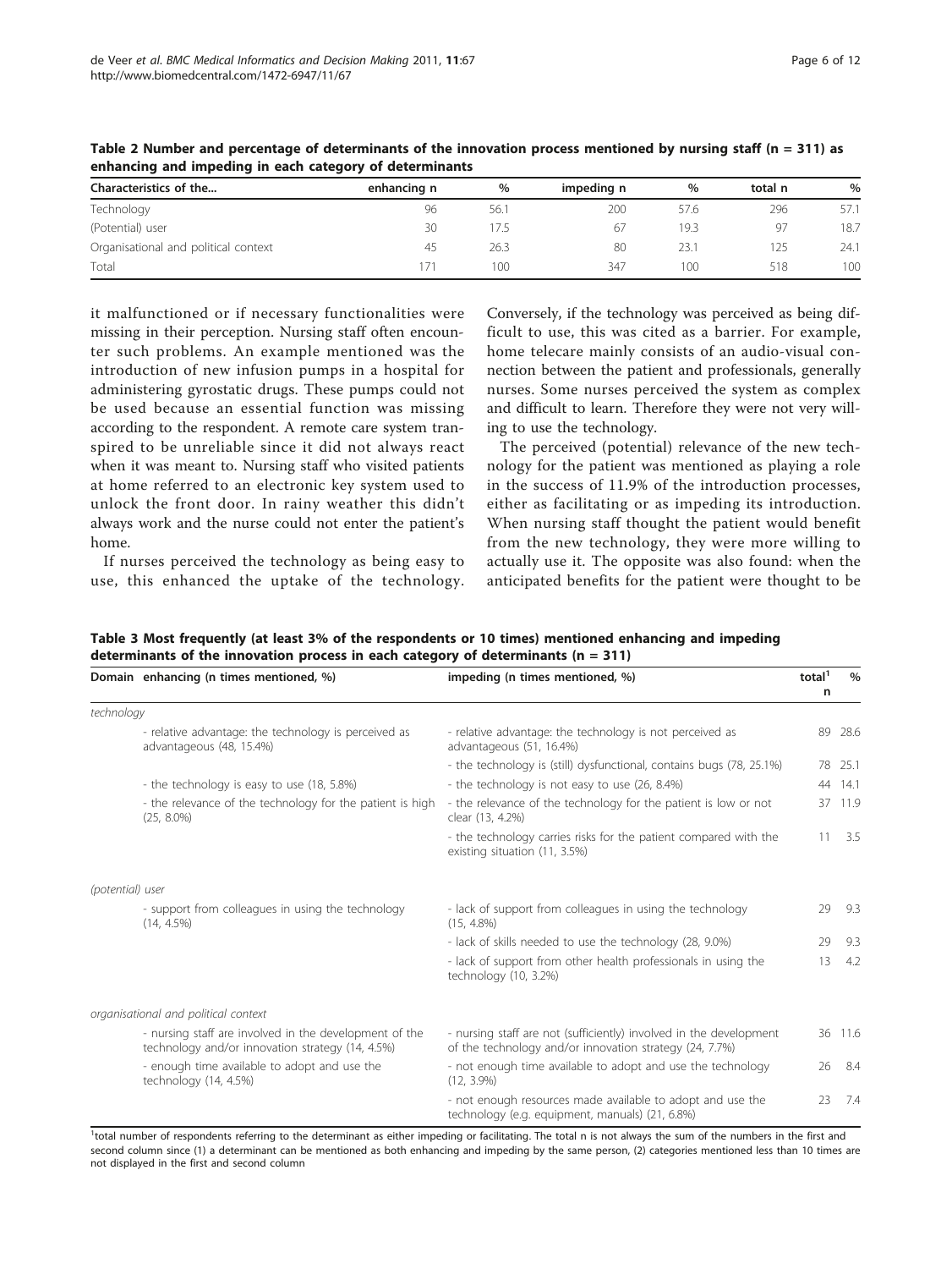**Table 2 Number and percentage of determinants of the innovation process mentioned by nursing staff (n = 311) as enhancing and impeding in each category of determinants**

| Characteristics of the... | enhancing n | % | impeding n | % | total n | % |
|---|---|---|---|---|---|---|
| Technology | 96 | 56.1 | 200 | 57.6 | 296 | 57.1 |
| (Potential) user | 30 | 17.5 | 67 | 19.3 | 97 | 18.7 |
| Organisational and political context | 45 | 26.3 | 80 | 23.1 | 125 | 24.1 |
| Total | 171 | 100 | 347 | 100 | 518 | 100 |

it malfunctioned or if necessary functionalities were missing in their perception. Nursing staff often encounter such problems. An example mentioned was the introduction of new infusion pumps in a hospital for administering gyrostatic drugs. These pumps could not be used because an essential function was missing according to the respondent. A remote care system transpired to be unreliable since it did not always react when it was meant to. Nursing staff who visited patients at home referred to an electronic key system used to unlock the front door. In rainy weather this didn't always work and the nurse could not enter the patient's home.

If nurses perceived the technology as being easy to use, this enhanced the uptake of the technology. Conversely, if the technology was perceived as being difficult to use, this was cited as a barrier. For example, home telecare mainly consists of an audio-visual connection between the patient and professionals, generally nurses. Some nurses perceived the system as complex and difficult to learn. Therefore they were not very willing to use the technology.

The perceived (potential) relevance of the new technology for the patient was mentioned as playing a role in the success of 11.9% of the introduction processes, either as facilitating or as impeding its introduction. When nursing staff thought the patient would benefit from the new technology, they were more willing to actually use it. The opposite was also found: when the anticipated benefits for the patient were thought to be

**Table 3 Most frequently (at least 3% of the respondents or 10 times) mentioned enhancing and impeding determinants of the innovation process in each category of determinants (n = 311)**

| Domain | enhancing (n times mentioned, %) | impeding (n times mentioned, %) | total[1] n | % |
|---|---|---|---|---|
| *technology* | | | | |
| | - relative advantage: the technology is perceived as advantageous (48, 15.4%) | - relative advantage: the technology is not perceived as advantageous (51, 16.4%) | 89 | 28.6 |
| | | - the technology is (still) dysfunctional, contains bugs (78, 25.1%) | 78 | 25.1 |
| | - the technology is easy to use (18, 5.8%) | - the technology is not easy to use (26, 8.4%) | 44 | 14.1 |
| | - the relevance of the technology for the patient is high (25, 8.0%) | - the relevance of the technology for the patient is low or not clear (13, 4.2%) | 37 | 11.9 |
| | | - the technology carries risks for the patient compared with the existing situation (11, 3.5%) | 11 | 3.5 |
| *(potential) user* | | | | |
| | - support from colleagues in using the technology (14, 4.5%) | - lack of support from colleagues in using the technology (15, 4.8%) | 29 | 9.3 |
| | | - lack of skills needed to use the technology (28, 9.0%) | 29 | 9.3 |
| | | - lack of support from other health professionals in using the technology (10, 3.2%) | 13 | 4.2 |
| *organisational and political context* | | | | |
| | - nursing staff are involved in the development of the technology and/or innovation strategy (14, 4.5%) | - nursing staff are not (sufficiently) involved in the development of the technology and/or innovation strategy (24, 7.7%) | 36 | 11.6 |
| | - enough time available to adopt and use the technology (14, 4.5%) | - not enough time available to adopt and use the technology (12, 3.9%) | 26 | 8.4 |
| | | - not enough resources made available to adopt and use the technology (e.g. equipment, manuals) (21, 6.8%) | 23 | 7.4 |

[1]total number of respondents referring to the determinant as either impeding or facilitating. The total n is not always the sum of the numbers in the first and second column since (1) a determinant can be mentioned as both enhancing and impeding by the same person, (2) categories mentioned less than 10 times are not displayed in the first and second column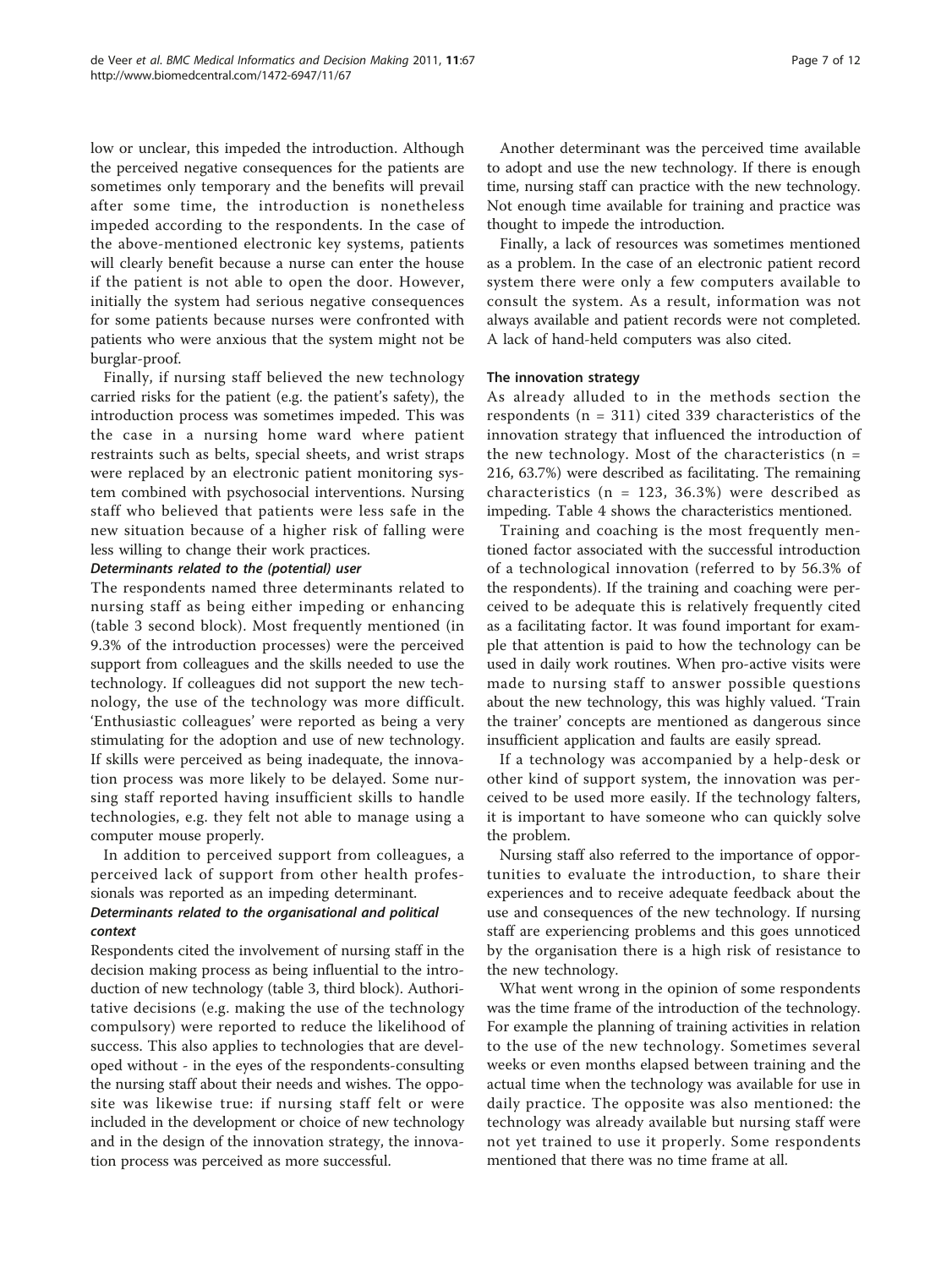low or unclear, this impeded the introduction. Although the perceived negative consequences for the patients are sometimes only temporary and the benefits will prevail after some time, the introduction is nonetheless impeded according to the respondents. In the case of the above-mentioned electronic key systems, patients will clearly benefit because a nurse can enter the house if the patient is not able to open the door. However, initially the system had serious negative consequences for some patients because nurses were confronted with patients who were anxious that the system might not be burglar-proof.

Finally, if nursing staff believed the new technology carried risks for the patient (e.g. the patient's safety), the introduction process was sometimes impeded. This was the case in a nursing home ward where patient restraints such as belts, special sheets, and wrist straps were replaced by an electronic patient monitoring system combined with psychosocial interventions. Nursing staff who believed that patients were less safe in the new situation because of a higher risk of falling were less willing to change their work practices.

#### *Determinants related to the (potential) user*

The respondents named three determinants related to nursing staff as being either impeding or enhancing (table 3 second block). Most frequently mentioned (in 9.3% of the introduction processes) were the perceived support from colleagues and the skills needed to use the technology. If colleagues did not support the new technology, the use of the technology was more difficult. 'Enthusiastic colleagues' were reported as being a very stimulating for the adoption and use of new technology. If skills were perceived as being inadequate, the innovation process was more likely to be delayed. Some nursing staff reported having insufficient skills to handle technologies, e.g. they felt not able to manage using a computer mouse properly.

In addition to perceived support from colleagues, a perceived lack of support from other health professionals was reported as an impeding determinant.

#### *Determinants related to the organisational and political context*

Respondents cited the involvement of nursing staff in the decision making process as being influential to the introduction of new technology (table 3, third block). Authoritative decisions (e.g. making the use of the technology compulsory) were reported to reduce the likelihood of success. This also applies to technologies that are developed without - in the eyes of the respondents-consulting the nursing staff about their needs and wishes. The opposite was likewise true: if nursing staff felt or were included in the development or choice of new technology and in the design of the innovation strategy, the innovation process was perceived as more successful.

Another determinant was the perceived time available to adopt and use the new technology. If there is enough time, nursing staff can practice with the new technology. Not enough time available for training and practice was thought to impede the introduction.

Finally, a lack of resources was sometimes mentioned as a problem. In the case of an electronic patient record system there were only a few computers available to consult the system. As a result, information was not always available and patient records were not completed. A lack of hand-held computers was also cited.

### The innovation strategy

As already alluded to in the methods section the respondents (n = 311) cited 339 characteristics of the innovation strategy that influenced the introduction of the new technology. Most of the characteristics (n = 216, 63.7%) were described as facilitating. The remaining characteristics (n = 123, 36.3%) were described as impeding. Table 4 shows the characteristics mentioned.

Training and coaching is the most frequently mentioned factor associated with the successful introduction of a technological innovation (referred to by 56.3% of the respondents). If the training and coaching were perceived to be adequate this is relatively frequently cited as a facilitating factor. It was found important for example that attention is paid to how the technology can be used in daily work routines. When pro-active visits were made to nursing staff to answer possible questions about the new technology, this was highly valued. 'Train the trainer' concepts are mentioned as dangerous since insufficient application and faults are easily spread.

If a technology was accompanied by a help-desk or other kind of support system, the innovation was perceived to be used more easily. If the technology falters, it is important to have someone who can quickly solve the problem.

Nursing staff also referred to the importance of opportunities to evaluate the introduction, to share their experiences and to receive adequate feedback about the use and consequences of the new technology. If nursing staff are experiencing problems and this goes unnoticed by the organisation there is a high risk of resistance to the new technology.

What went wrong in the opinion of some respondents was the time frame of the introduction of the technology. For example the planning of training activities in relation to the use of the new technology. Sometimes several weeks or even months elapsed between training and the actual time when the technology was available for use in daily practice. The opposite was also mentioned: the technology was already available but nursing staff were not yet trained to use it properly. Some respondents mentioned that there was no time frame at all.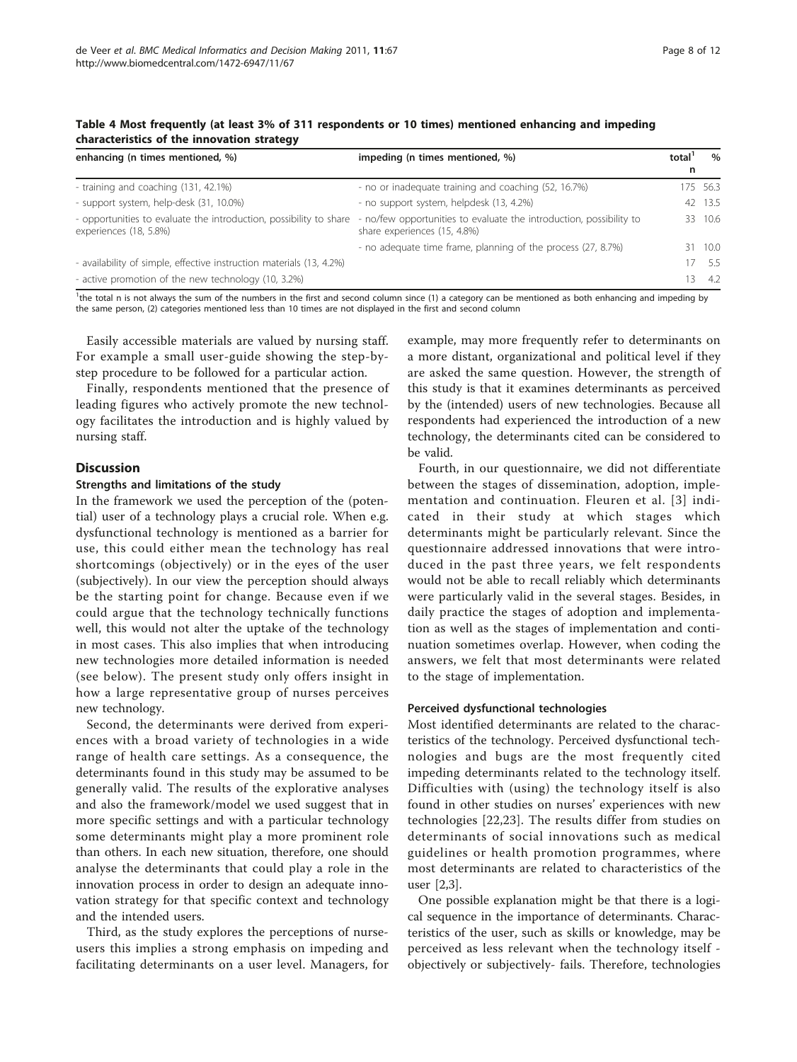**Table 4 Most frequently (at least 3% of 311 respondents or 10 times) mentioned enhancing and impeding characteristics of the innovation strategy**

| enhancing (n times mentioned, %) | impeding (n times mentioned, %) | total[1] n | % |
|---|---|---|---|
| - training and coaching (131, 42.1%) | - no or inadequate training and coaching (52, 16.7%) | 175 | 56.3 |
| - support system, help-desk (31, 10.0%) | - no support system, helpdesk (13, 4.2%) | 42 | 13.5 |
| - opportunities to evaluate the introduction, possibility to share experiences (18, 5.8%) | - no/few opportunities to evaluate the introduction, possibility to share experiences (15, 4.8%) | 33 | 10.6 |
| | - no adequate time frame, planning of the process (27, 8.7%) | 31 | 10.0 |
| - availability of simple, effective instruction materials (13, 4.2%) | | 17 | 5.5 |
| - active promotion of the new technology (10, 3.2%) | | 13 | 4.2 |

[1]the total n is not always the sum of the numbers in the first and second column since (1) a category can be mentioned as both enhancing and impeding by the same person, (2) categories mentioned less than 10 times are not displayed in the first and second column

Easily accessible materials are valued by nursing staff. For example a small user-guide showing the step-by-step procedure to be followed for a particular action.

Finally, respondents mentioned that the presence of leading figures who actively promote the new technology facilitates the introduction and is highly valued by nursing staff.

## Discussion

### Strengths and limitations of the study

In the framework we used the perception of the (potential) user of a technology plays a crucial role. When e.g. dysfunctional technology is mentioned as a barrier for use, this could either mean the technology has real shortcomings (objectively) or in the eyes of the user (subjectively). In our view the perception should always be the starting point for change. Because even if we could argue that the technology technically functions well, this would not alter the uptake of the technology in most cases. This also implies that when introducing new technologies more detailed information is needed (see below). The present study only offers insight in how a large representative group of nurses perceives new technology.

Second, the determinants were derived from experiences with a broad variety of technologies in a wide range of health care settings. As a consequence, the determinants found in this study may be assumed to be generally valid. The results of the explorative analyses and also the framework/model we used suggest that in more specific settings and with a particular technology some determinants might play a more prominent role than others. In each new situation, therefore, one should analyse the determinants that could play a role in the innovation process in order to design an adequate innovation strategy for that specific context and technology and the intended users.

Third, as the study explores the perceptions of nurse-users this implies a strong emphasis on impeding and facilitating determinants on a user level. Managers, for example, may more frequently refer to determinants on a more distant, organizational and political level if they are asked the same question. However, the strength of this study is that it examines determinants as perceived by the (intended) users of new technologies. Because all respondents had experienced the introduction of a new technology, the determinants cited can be considered to be valid.

Fourth, in our questionnaire, we did not differentiate between the stages of dissemination, adoption, implementation and continuation. Fleuren et al. [3] indicated in their study at which stages which determinants might be particularly relevant. Since the questionnaire addressed innovations that were introduced in the past three years, we felt respondents would not be able to recall reliably which determinants were particularly valid in the several stages. Besides, in daily practice the stages of adoption and implementation as well as the stages of implementation and continuation sometimes overlap. However, when coding the answers, we felt that most determinants were related to the stage of implementation.

### Perceived dysfunctional technologies

Most identified determinants are related to the characteristics of the technology. Perceived dysfunctional technologies and bugs are the most frequently cited impeding determinants related to the technology itself. Difficulties with (using) the technology itself is also found in other studies on nurses' experiences with new technologies [22,23]. The results differ from studies on determinants of social innovations such as medical guidelines or health promotion programmes, where most determinants are related to characteristics of the user [2,3].

One possible explanation might be that there is a logical sequence in the importance of determinants. Characteristics of the user, such as skills or knowledge, may be perceived as less relevant when the technology itself - objectively or subjectively- fails. Therefore, technologies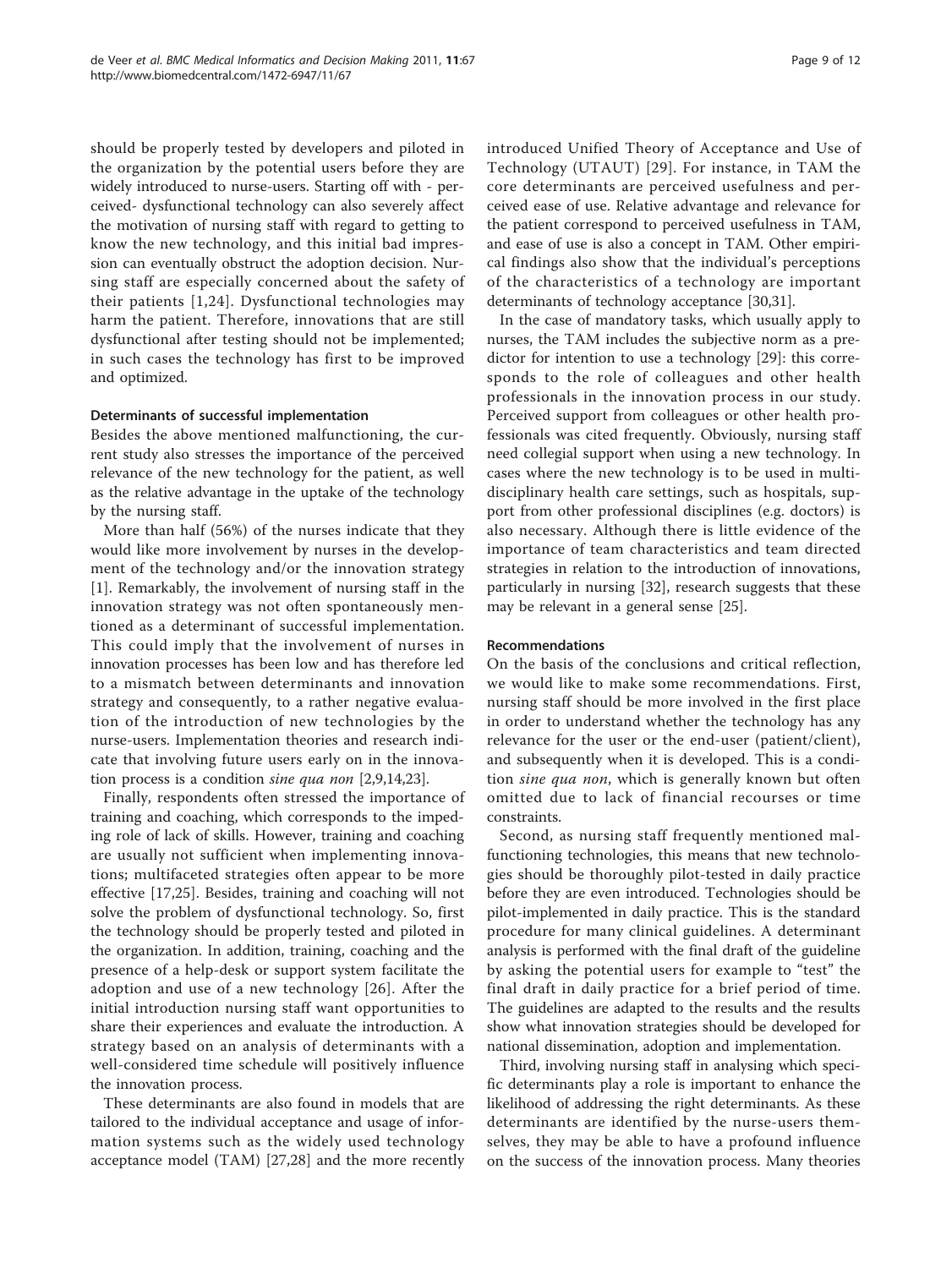should be properly tested by developers and piloted in the organization by the potential users before they are widely introduced to nurse-users. Starting off with - perceived- dysfunctional technology can also severely affect the motivation of nursing staff with regard to getting to know the new technology, and this initial bad impression can eventually obstruct the adoption decision. Nursing staff are especially concerned about the safety of their patients [1,24]. Dysfunctional technologies may harm the patient. Therefore, innovations that are still dysfunctional after testing should not be implemented; in such cases the technology has first to be improved and optimized.

#### Determinants of successful implementation

Besides the above mentioned malfunctioning, the current study also stresses the importance of the perceived relevance of the new technology for the patient, as well as the relative advantage in the uptake of the technology by the nursing staff.

More than half (56%) of the nurses indicate that they would like more involvement by nurses in the development of the technology and/or the innovation strategy [1]. Remarkably, the involvement of nursing staff in the innovation strategy was not often spontaneously mentioned as a determinant of successful implementation. This could imply that the involvement of nurses in innovation processes has been low and has therefore led to a mismatch between determinants and innovation strategy and consequently, to a rather negative evaluation of the introduction of new technologies by the nurse-users. Implementation theories and research indicate that involving future users early on in the innovation process is a condition *sine qua non* [2,9,14,23].

Finally, respondents often stressed the importance of training and coaching, which corresponds to the impeding role of lack of skills. However, training and coaching are usually not sufficient when implementing innovations; multifaceted strategies often appear to be more effective [17,25]. Besides, training and coaching will not solve the problem of dysfunctional technology. So, first the technology should be properly tested and piloted in the organization. In addition, training, coaching and the presence of a help-desk or support system facilitate the adoption and use of a new technology [26]. After the initial introduction nursing staff want opportunities to share their experiences and evaluate the introduction. A strategy based on an analysis of determinants with a well-considered time schedule will positively influence the innovation process.

These determinants are also found in models that are tailored to the individual acceptance and usage of information systems such as the widely used technology acceptance model (TAM) [27,28] and the more recently introduced Unified Theory of Acceptance and Use of Technology (UTAUT) [29]. For instance, in TAM the core determinants are perceived usefulness and perceived ease of use. Relative advantage and relevance for the patient correspond to perceived usefulness in TAM, and ease of use is also a concept in TAM. Other empirical findings also show that the individual's perceptions of the characteristics of a technology are important determinants of technology acceptance [30,31].

In the case of mandatory tasks, which usually apply to nurses, the TAM includes the subjective norm as a predictor for intention to use a technology [29]: this corresponds to the role of colleagues and other health professionals in the innovation process in our study. Perceived support from colleagues or other health professionals was cited frequently. Obviously, nursing staff need collegial support when using a new technology. In cases where the new technology is to be used in multidisciplinary health care settings, such as hospitals, support from other professional disciplines (e.g. doctors) is also necessary. Although there is little evidence of the importance of team characteristics and team directed strategies in relation to the introduction of innovations, particularly in nursing [32], research suggests that these may be relevant in a general sense [25].

#### Recommendations

On the basis of the conclusions and critical reflection, we would like to make some recommendations. First, nursing staff should be more involved in the first place in order to understand whether the technology has any relevance for the user or the end-user (patient/client), and subsequently when it is developed. This is a condition *sine qua non*, which is generally known but often omitted due to lack of financial recourses or time constraints.

Second, as nursing staff frequently mentioned malfunctioning technologies, this means that new technologies should be thoroughly pilot-tested in daily practice before they are even introduced. Technologies should be pilot-implemented in daily practice. This is the standard procedure for many clinical guidelines. A determinant analysis is performed with the final draft of the guideline by asking the potential users for example to "test" the final draft in daily practice for a brief period of time. The guidelines are adapted to the results and the results show what innovation strategies should be developed for national dissemination, adoption and implementation.

Third, involving nursing staff in analysing which specific determinants play a role is important to enhance the likelihood of addressing the right determinants. As these determinants are identified by the nurse-users themselves, they may be able to have a profound influence on the success of the innovation process. Many theories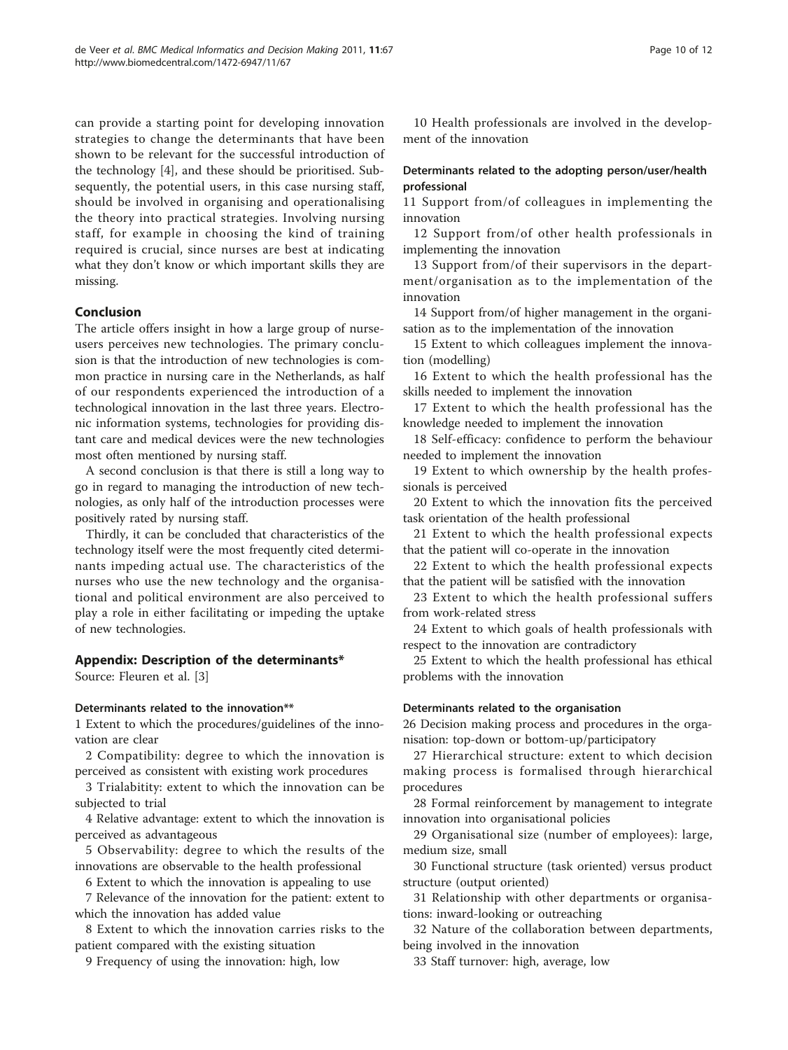can provide a starting point for developing innovation strategies to change the determinants that have been shown to be relevant for the successful introduction of the technology [4], and these should be prioritised. Subsequently, the potential users, in this case nursing staff, should be involved in organising and operationalising the theory into practical strategies. Involving nursing staff, for example in choosing the kind of training required is crucial, since nurses are best at indicating what they don't know or which important skills they are missing.

## Conclusion

The article offers insight in how a large group of nurse-users perceives new technologies. The primary conclusion is that the introduction of new technologies is common practice in nursing care in the Netherlands, as half of our respondents experienced the introduction of a technological innovation in the last three years. Electronic information systems, technologies for providing distant care and medical devices were the new technologies most often mentioned by nursing staff.

A second conclusion is that there is still a long way to go in regard to managing the introduction of new technologies, as only half of the introduction processes were positively rated by nursing staff.

Thirdly, it can be concluded that characteristics of the technology itself were the most frequently cited determinants impeding actual use. The characteristics of the nurses who use the new technology and the organisational and political environment are also perceived to play a role in either facilitating or impeding the uptake of new technologies.

## Appendix: Description of the determinants*

Source: Fleuren et al. [3]

### Determinants related to the innovation**

1 Extent to which the procedures/guidelines of the innovation are clear

2 Compatibility: degree to which the innovation is perceived as consistent with existing work procedures

3 Trialabitity: extent to which the innovation can be subjected to trial

4 Relative advantage: extent to which the innovation is perceived as advantageous

5 Observability: degree to which the results of the innovations are observable to the health professional

6 Extent to which the innovation is appealing to use

7 Relevance of the innovation for the patient: extent to which the innovation has added value

8 Extent to which the innovation carries risks to the patient compared with the existing situation

9 Frequency of using the innovation: high, low

10 Health professionals are involved in the development of the innovation

### Determinants related to the adopting person/user/health professional

11 Support from/of colleagues in implementing the innovation

12 Support from/of other health professionals in implementing the innovation

13 Support from/of their supervisors in the department/organisation as to the implementation of the innovation

14 Support from/of higher management in the organisation as to the implementation of the innovation

15 Extent to which colleagues implement the innovation (modelling)

16 Extent to which the health professional has the skills needed to implement the innovation

17 Extent to which the health professional has the knowledge needed to implement the innovation

18 Self-efficacy: confidence to perform the behaviour needed to implement the innovation

19 Extent to which ownership by the health professionals is perceived

20 Extent to which the innovation fits the perceived task orientation of the health professional

21 Extent to which the health professional expects that the patient will co-operate in the innovation

22 Extent to which the health professional expects that the patient will be satisfied with the innovation

23 Extent to which the health professional suffers from work-related stress

24 Extent to which goals of health professionals with respect to the innovation are contradictory

25 Extent to which the health professional has ethical problems with the innovation

### Determinants related to the organisation

26 Decision making process and procedures in the organisation: top-down or bottom-up/participatory

27 Hierarchical structure: extent to which decision making process is formalised through hierarchical procedures

28 Formal reinforcement by management to integrate innovation into organisational policies

29 Organisational size (number of employees): large, medium size, small

30 Functional structure (task oriented) versus product structure (output oriented)

31 Relationship with other departments or organisations: inward-looking or outreaching

32 Nature of the collaboration between departments, being involved in the innovation

33 Staff turnover: high, average, low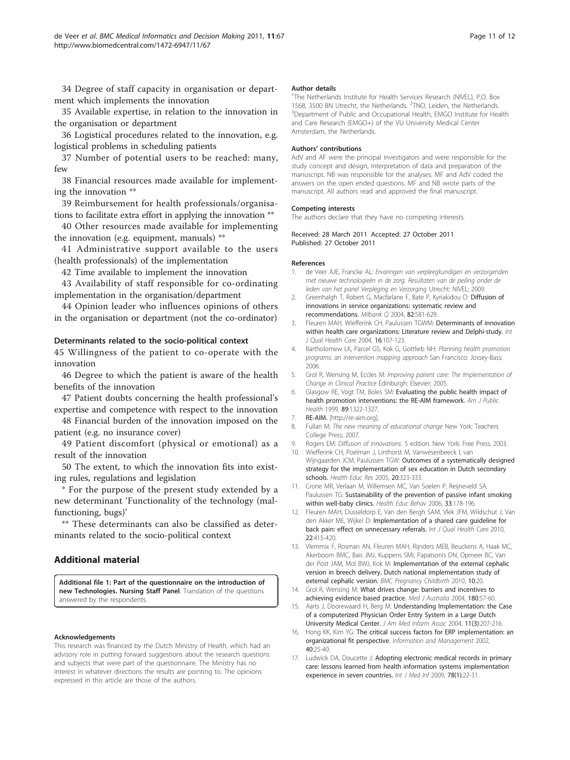34 Degree of staff capacity in organisation or department which implements the innovation

35 Available expertise, in relation to the innovation in the organisation or department

36 Logistical procedures related to the innovation, e.g. logistical problems in scheduling patients

37 Number of potential users to be reached: many, few

38 Financial resources made available for implementing the innovation **

39 Reimbursement for health professionals/organisations to facilitate extra effort in applying the innovation **

40 Other resources made available for implementing the innovation (e.g. equipment, manuals) **

41 Administrative support available to the users (health professionals) of the implementation

42 Time available to implement the innovation

43 Availability of staff responsible for co-ordinating implementation in the organisation/department

44 Opinion leader who influences opinions of others in the organisation or department (not the co-ordinator)

#### Determinants related to the socio-political context

45 Willingness of the patient to co-operate with the innovation

46 Degree to which the patient is aware of the health benefits of the innovation

47 Patient doubts concerning the health professional's expertise and competence with respect to the innovation

48 Financial burden of the innovation imposed on the patient (e.g. no insurance cover)

49 Patient discomfort (physical or emotional) as a result of the innovation

50 The extent, to which the innovation fits into existing rules, regulations and legislation

* For the purpose of the present study extended by a new determinant 'Functionality of the technology (malfunctioning, bugs)'

** These determinants can also be classified as determinants related to the socio-political context

## Additional material

**Additional file 1: Part of the questionnaire on the introduction of new Technologies. Nursing Staff Panel**. Translation of the questions answered by the respondents.

#### Acknowledgements

This research was financed by the Dutch Ministry of Health, which had an advisory role in putting forward suggestions about the research questions and subjects that were part of the questionnaire. The Ministry has no interest in whatever directions the results are pointing to. The opinions expressed in this article are those of the authors.

#### Author details

[1]The Netherlands Institute for Health Services Research (NIVEL), P.O. Box 1568, 3500 BN Utrecht, the Netherlands. [2]TNO, Leiden, the Netherlands. [3]Department of Public and Occupational Health, EMGO Institute for Health and Care Research (EMGO+) of the VU University Medical Center Amsterdam, the Netherlands.

#### Authors' contributions

AdV and AF were the principal investigators and were responsible for the study concept and design, interpretation of data and preparation of the manuscript. NB was responsible for the analyses. MF and AdV coded the answers on the open ended questions. MF and NB wrote parts of the manuscript. All authors read and approved the final manuscript.

#### Competing interests

The authors declare that they have no competing interests.

Received: 28 March 2011 Accepted: 27 October 2011
Published: 27 October 2011

#### References

1. de Veer AJE, Francke AL: *Ervaringen van verpleegkundigen en verzorgenden met nieuwe technologieën in de zorg. Resultaten van de peiling onder de leden van het panel Verpleging en Verzorging* Utrecht: NIVEL; 2009.
2. Greenhalgh T, Robert G, Macfarlane F, Bate P, Kyriakidou O: **Diffusion of innovations in service organizations: systematic review and recommendations.** *Milbank Q* 2004, **82**:581-629.
3. Fleuren MAH, Wiefferink CH, Paulussen TGWM: **Determinants of innovation within health care organizations: Literature review and Delphi-study.** *Int J Qual Health Care* 2004, **16**:107-123.
4. Bartholomew LK, Parcel GS, Kok G, Gottlieb NH: *Planning health promotion programs: an intervention mapping approach* San Francisco: Jossey-Bass; 2006.
5. Grol R, Wensing M, Eccles M: *Improving patient care: The Implementation of Change in Clinical Practice* Edinburgh: Elsevier; 2005.
6. Glasgow RE, Vogt TM, Boles SM: **Evaluating the public health impact of health promotion interventions: the RE-AIM framework.** *Am J Public Health* 1999, **89**:1322-1327.
7. **RE-AIM.** [http://re-aim.org].
8. Fullan M: *The new meaning of educational change* New York: Teachers College Press; 2007.
9. Rogers EM: *Diffusion of innovations.* 5 edition. New York: Free Press; 2003.
10. Wiefferink CH, Poelman J, Linthorst M, Vanwesenbeeck I, van Wijngaarden JCM, Paulussen TGW: **Outcomes of a systematically designed strategy for the implementation of sex education in Dutch secondary schools.** *Health Educ Res* 2005, **20**:323-333.
11. Crone MR, Verlaan M, Willemsen MC, Van Soelen P, Reijneveld SA, Paulussen TG: **Sustainability of the prevention of passive infant smoking within well-baby clinics.** *Health Educ Behav* 2006, **33**:178-196.
12. Fleuren MAH, Dusseldorp E, Van den Bergh SAM, Vlek JFM, Wildschut J, Van den Akker ME, Wijkel D: **Implementation of a shared care guideline for back pain: effect on unnecessary referrals.** *Int J Qual Health Care* 2010, **22**:415-420.
13. Vlemmix F, Rosman AN, Fleuren MAH, Rijnders MEB, Beuckens A, Haak MC, Akerboom BMC, Bais JMJ, Kuppens SMI, Papatsonis DN, Opmeer BC, Van der Post JAM, Mol BWJ, Kok M: **Implementation of the external cephalic version in breech delivery. Dutch national implementation study of external cephalic version.** *BMC Pregnancy Childbirth* 2010, **10**:20.
14. Grol R, Wensing M: **What drives change: barriers and incentives to achieving evidence based practice.** *Med J Australia* 2004, **180**:57-60.
15. Aarts J, Doorewaard H, Berg M: **Understanding Implementation: the Case of a computerized Physician Order Entry System in a Large Dutch University Medical Center.** *J Am Med Inform Assoc* 2004, **11(3)**:207-216.
16. Hong KK, Kim YG: **The critical success factors for ERP implementation: an organizational fit perspective.** *Information and Management* 2002, **40**:25-40.
17. Ludwick DA, Doucette J: **Adopting electronic medical records in primary care: lessons learned from health information systems implementation experience in seven countries.** *Int J Med Inf* 2009, **78(1)**:22-31.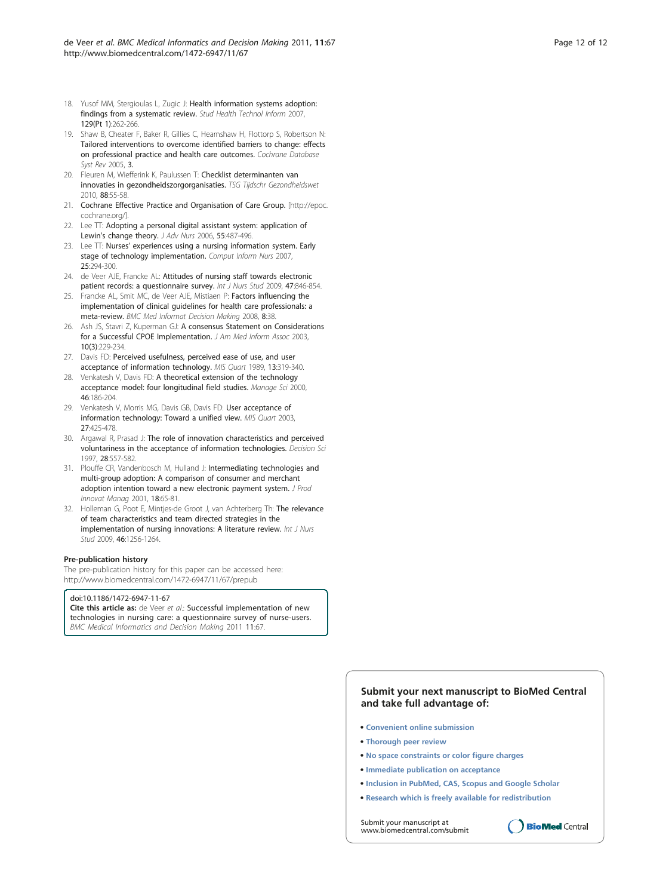18. Yusof MM, Stergioulas L, Zugic J: **Health information systems adoption: findings from a systematic review.** *Stud Health Technol Inform* 2007, **129**(Pt 1):262-266.
19. Shaw B, Cheater F, Baker R, Gillies C, Hearnshaw H, Flottorp S, Robertson N: **Tailored interventions to overcome identified barriers to change: effects on professional practice and health care outcomes.** *Cochrane Database Syst Rev* 2005, **3**.
20. Fleuren M, Wiefferink K, Paulussen T: **Checklist determinanten van innovaties in gezondheidszorgorganisaties.** *TSG Tijdschr Gezondheidswet* 2010, **88**:55-58.
21. **Cochrane Effective Practice and Organisation of Care Group.** [http://epoc.cochrane.org/].
22. Lee TT: **Adopting a personal digital assistant system: application of Lewin's change theory.** *J Adv Nurs* 2006, **55**:487-496.
23. Lee TT: **Nurses' experiences using a nursing information system. Early stage of technology implementation.** *Comput Inform Nurs* 2007, **25**:294-300.
24. de Veer AJE, Francke AL: **Attitudes of nursing staff towards electronic patient records: a questionnaire survey.** *Int J Nurs Stud* 2009, **47**:846-854.
25. Francke AL, Smit MC, de Veer AJE, Mistiaen P: **Factors influencing the implementation of clinical guidelines for health care professionals: a meta-review.** *BMC Med Informat Decision Making* 2008, **8**:38.
26. Ash JS, Stavri Z, Kuperman GJ: **A consensus Statement on Considerations for a Successful CPOE Implementation.** *J Am Med Inform Assoc* 2003, **10(3)**:229-234.
27. Davis FD: **Perceived usefulness, perceived ease of use, and user acceptance of information technology.** *MIS Quart* 1989, **13**:319-340.
28. Venkatesh V, Davis FD: **A theoretical extension of the technology acceptance model: four longitudinal field studies.** *Manage Sci* 2000, **46**:186-204.
29. Venkatesh V, Morris MG, Davis GB, Davis FD: **User acceptance of information technology: Toward a unified view.** *MIS Quart* 2003, **27**:425-478.
30. Argawal R, Prasad J: **The role of innovation characteristics and perceived voluntariness in the acceptance of information technologies.** *Decision Sci* 1997, **28**:557-582.
31. Plouffe CR, Vandenbosch M, Hulland J: **Intermediating technologies and multi-group adoption: A comparison of consumer and merchant adoption intention toward a new electronic payment system.** *J Prod Innovat Manag* 2001, **18**:65-81.
32. Holleman G, Poot E, Mintjes-de Groot J, van Achterberg Th: **The relevance of team characteristics and team directed strategies in the implementation of nursing innovations: A literature review.** *Int J Nurs Stud* 2009, **46**:1256-1264.

### Pre-publication history

The pre-publication history for this paper can be accessed here:
http://www.biomedcentral.com/1472-6947/11/67/prepub

doi:10.1186/1472-6947-11-67

**Cite this article as:** de Veer *et al.*: Successful implementation of new technologies in nursing care: a questionnaire survey of nurse-users. *BMC Medical Informatics and Decision Making* 2011 **11**:67.

**Submit your next manuscript to BioMed Central and take full advantage of:**

- **Convenient online submission**
- **Thorough peer review**
- **No space constraints or color figure charges**
- **Immediate publication on acceptance**
- **Inclusion in PubMed, CAS, Scopus and Google Scholar**
- **Research which is freely available for redistribution**

Submit your manuscript at
www.biomedcentral.com/submit

BioMed Central